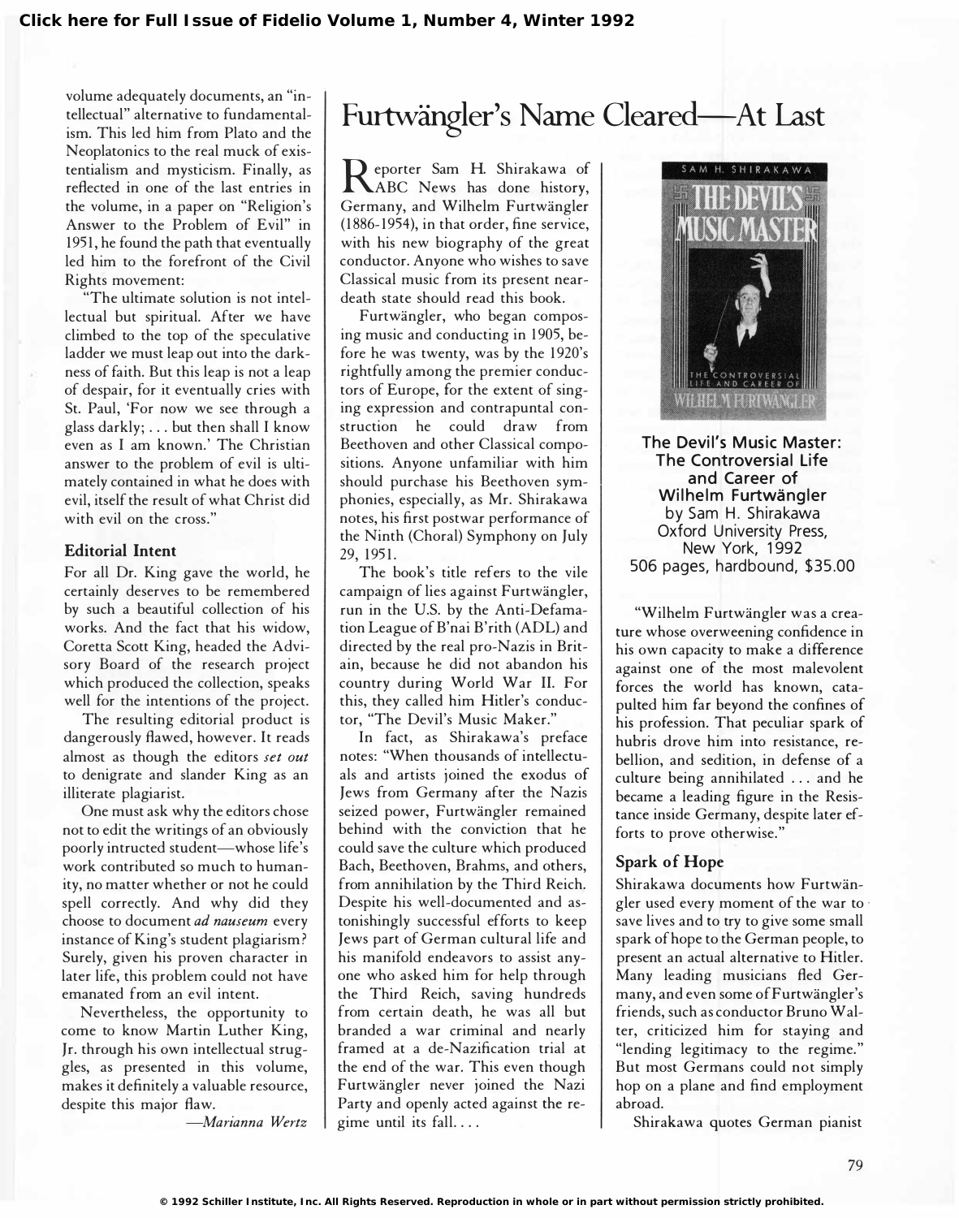volume adequately documents, an "intellectual" alternative to fundamentalism. This led him from Plato and the Neoplatonics to the real muck of existentialism and mysticism. Finally, as reflected in one of the last entries in the volume, in a paper on "Religion's Answer to the Problem of Evil" in 1951, he found the path that eventually led him to the forefront of the Civil Rights movement:

"The ultimate solution is not intellectual but spiritual. After we have climbed to the top of the speculative ladder we must leap out into the darkness of faith. But this leap is not a leap of despair, for it eventually cries with St. Paul, 'For now we see through a glass darkly; . . . but then shall I know even as I am known.' The Christian answer to the problem of evil is ultimately contained in what he does with evil, itself the result of what Christ did with evil on the cross."

### Editorial Intent

For all Dr. King gave the world, he certainly deserves to be remembered by such a beautiful collection of his works. And the fact that his widow, Coretta Scott King, headed the Advisory Board of the research project which produced the collection, speaks well for the intentions of the project.

The resulting editorial product is dangerously flawed, however. It reads almost as though the editors *set out* to denigrate and slander King as an illiterate plagiarist.

One must ask why the editors chose not to edit the writings of an obviously poorly intructed student—whose life's work contributed so much to humanity, no matter whether or not he could spell correctly. And why did they choose to document *ad nauseum* every instance of King's student plagiarism? Surely, given his proven character in later life, this problem could not have emanated from an evil intent.

Nevertheless, the opportunity to come to know Martin Luther King, Jr. through his own intellectual struggles, as presented in this volume, makes it definitely a valuable resource, despite this major flaw.

—*Marianna Wertz*

# Furtwängler's Name Cleared—At Last

Reporter Sam H. Shirakawa of ABC News has done history, Germany, and Wilhelm Furtwängler (1886-1954), in that order, fine service, with his new biography of the great conductor. Anyone who wishes to save Classical music from its present near-death state should read this book.

Furtwängler, who began composing music and conducting in 1905, before he was twenty, was by the 1920's rightfully among the premier conductors of Europe, for the extent of singing expression and contrapuntal construction he could draw from Beethoven and other Classical compositions. Anyone unfamiliar with him should purchase his Beethoven symphonies, especially, as Mr. Shirakawa notes, his first postwar performance of the Ninth (Choral) Symphony on July 29, 1951.

The book's title refers to the vile campaign of lies against Furtwängler, run in the U.S. by the Anti-Defamation League of B'nai B'rith (ADL) and directed by the real pro-Nazis in Britain, because he did not abandon his country during World War II. For this, they called him Hitler's conductor, "The Devil's Music Maker."

In fact, as Shirakawa's preface notes: "When thousands of intellectuals and artists joined the exodus of Jews from Germany after the Nazis seized power, Furtwängler remained behind with the conviction that he could save the culture which produced Bach, Beethoven, Brahms, and others, from annihilation by the Third Reich. Despite his well-documented and astonishingly successful efforts to keep Jews part of German cultural life and his manifold endeavors to assist anyone who asked him for help through the Third Reich, saving hundreds from certain death, he was all but branded a war criminal and nearly framed at a de-Nazification trial at the end of the war. This even though Furtwängler never joined the Nazi Party and openly acted against the regime until its fall. . . .

**The Devil's Music Master: The Controversial Life and Career of Wilhelm Furtwängler**
by Sam H. Shirakawa
Oxford University Press, New York, 1992
506 pages, hardbound, $35.00

"Wilhelm Furtwängler was a creature whose overweening confidence in his own capacity to make a difference against one of the most malevolent forces the world has known, catapulted him far beyond the confines of his profession. That peculiar spark of hubris drove him into resistance, rebellion, and sedition, in defense of a culture being annihilated . . . and he became a leading figure in the Resistance inside Germany, despite later efforts to prove otherwise."

### Spark of Hope

Shirakawa documents how Furtwängler used every moment of the war to save lives and to try to give some small spark of hope to the German people, to present an actual alternative to Hitler. Many leading musicians fled Germany, and even some of Furtwängler's friends, such as conductor Bruno Walter, criticized him for staying and "lending legitimacy to the regime." But most Germans could not simply hop on a plane and find employment abroad.

Shirakawa quotes German pianist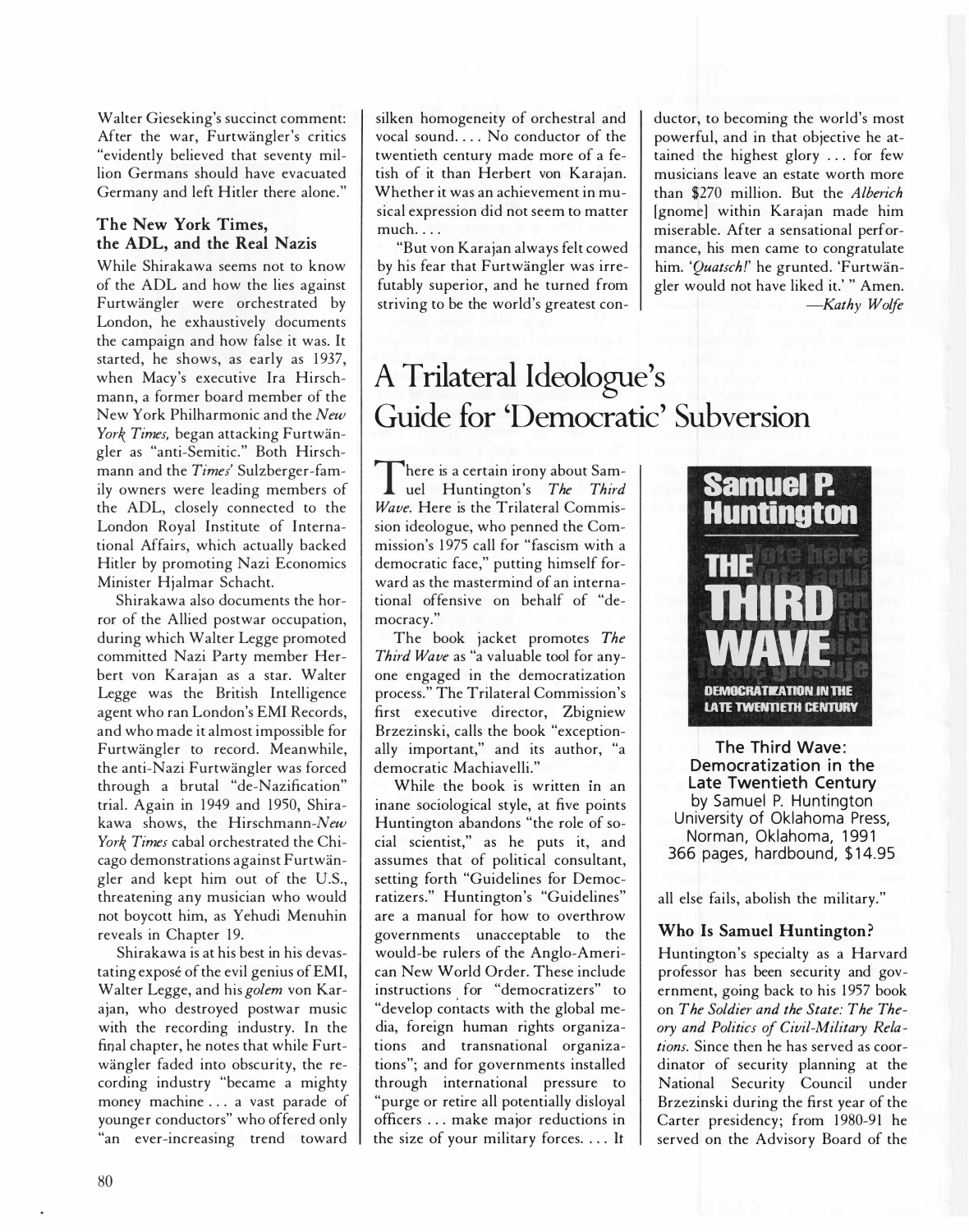Walter Gieseking's succinct comment: After the war, Furtwängler's critics "evidently believed that seventy million Germans should have evacuated Germany and left Hitler there alone."

### The New York Times, the ADL, and the Real Nazis

While Shirakawa seems not to know of the ADL and how the lies against Furtwängler were orchestrated by London, he exhaustively documents the campaign and how false it was. It started, he shows, as early as 1937, when Macy's executive Ira Hirschmann, a former board member of the New York Philharmonic and the *New York Times,* began attacking Furtwängler as "anti-Semitic." Both Hirschmann and the *Times'* Sulzberger-family owners were leading members of the ADL, closely connected to the London Royal Institute of International Affairs, which actually backed Hitler by promoting Nazi Economics Minister Hjalmar Schacht.

Shirakawa also documents the horror of the Allied postwar occupation, during which Walter Legge promoted committed Nazi Party member Herbert von Karajan as a star. Walter Legge was the British Intelligence agent who ran London's EMI Records, and who made it almost impossible for Furtwängler to record. Meanwhile, the anti-Nazi Furtwängler was forced through a brutal "de-Nazification" trial. Again in 1949 and 1950, Shirakawa shows, the Hirschmann-*New York Times* cabal orchestrated the Chicago demonstrations against Furtwängler and kept him out of the U.S., threatening any musician who would not boycott him, as Yehudi Menuhin reveals in Chapter 19.

Shirakawa is at his best in his devastating exposé of the evil genius of EMI, Walter Legge, and his *golem* von Karajan, who destroyed postwar music with the recording industry. In the final chapter, he notes that while Furtwängler faded into obscurity, the recording industry "became a mighty money machine . . . a vast parade of younger conductors" who offered only "an ever-increasing trend toward silken homogeneity of orchestral and vocal sound. . . . No conductor of the twentieth century made more of a fetish of it than Herbert von Karajan. Whether it was an achievement in musical expression did not seem to matter much. . . .

"But von Karajan always felt cowed by his fear that Furtwängler was irrefutably superior, and he turned from striving to be the world's greatest conductor, to becoming the world's most powerful, and in that objective he attained the highest glory . . . for few musicians leave an estate worth more than $270 million. But the *Alberich* [gnome] within Karajan made him miserable. After a sensational performance, his men came to congratulate him. '*Quatsch!*' he grunted. 'Furtwängler would not have liked it.' " Amen.

—*Kathy Wolfe*

# A Trilateral Ideologue's Guide for 'Democratic' Subversion

There is a certain irony about Samuel Huntington's *The Third Wave.* Here is the Trilateral Commission ideologue, who penned the Commission's 1975 call for "fascism with a democratic face," putting himself forward as the mastermind of an international offensive on behalf of "democracy."

The book jacket promotes *The Third Wave* as "a valuable tool for anyone engaged in the democratization process." The Trilateral Commission's first executive director, Zbigniew Brzezinski, calls the book "exceptionally important," and its author, "a democratic Machiavelli."

While the book is written in an inane sociological style, at five points Huntington abandons "the role of social scientist," as he puts it, and assumes that of political consultant, setting forth "Guidelines for Democratizers." Huntington's "Guidelines" are a manual for how to overthrow governments unacceptable to the would-be rulers of the Anglo-American New World Order. These include instructions for "democratizers" to "develop contacts with the global media, foreign human rights organizations and transnational organizations"; and for governments installed through international pressure to "purge or retire all potentially disloyal officers . . . make major reductions in the size of your military forces. . . . If all else fails, abolish the military."

**The Third Wave: Democratization in the Late Twentieth Century**
by Samuel P. Huntington
University of Oklahoma Press,
Norman, Oklahoma, 1991
366 pages, hardbound, $14.95

### Who Is Samuel Huntington?

Huntington's specialty as a Harvard professor has been security and government, going back to his 1957 book on *The Soldier and the State: The Theory and Politics of Civil-Military Relations.* Since then he has served as coordinator of security planning at the National Security Council under Brzezinski during the first year of the Carter presidency; from 1980-91 he served on the Advisory Board of the